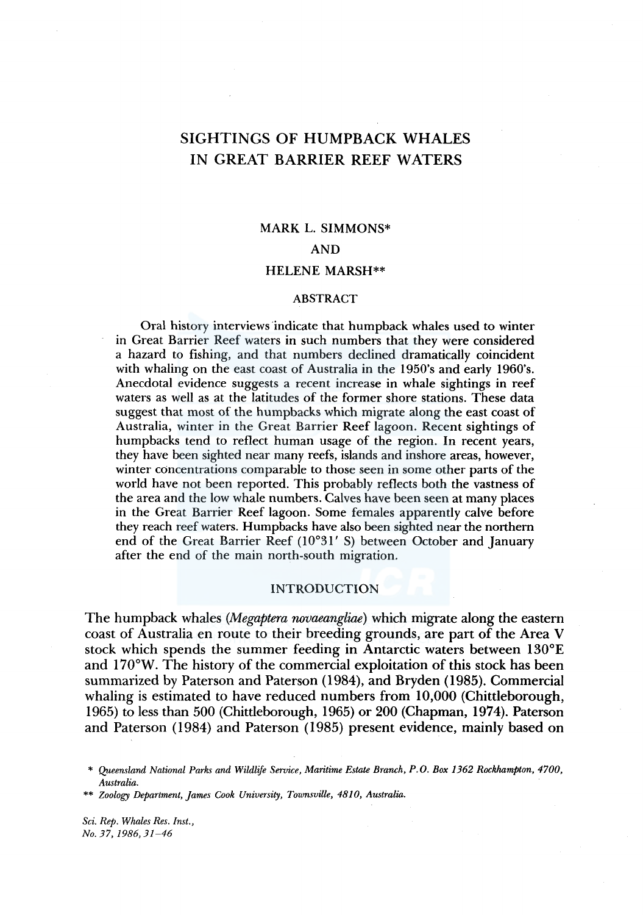# SIGHTINGS OF HUMPBACK WHALES IN GREAT BARRIER REEF WATERS

MARK L. SIMMONS*

AND

HELENE MARSH**

## ABSTRACT

Oral history interviews indicate that humpback whales used to winter in Great Barrier Reef waters in such numbers that they were considered a hazard to fishing, and that numbers declined dramatically coincident with whaling on the east coast of Australia in the 1950's and early 1960's. Anecdotal evidence suggests a recent increase in whale sightings in reef waters as well as at the latitudes of the former shore stations. These data suggest that most of the humpbacks which migrate along the east coast of Australia, winter in the Great Barrier Reef lagoon. Recent sightings of humpbacks tend to reflect human usage of the region. In recent years, they have been sighted near many reefs, islands and inshore areas, however, winter concentrations comparable to those seen in some other parts of the world have not been reported. This probably reflects both the vastness of the area and the low whale numbers. Calves have been seen at many places in the Great Barrier Reef lagoon. Some females apparently calve before they reach reef waters. Humpbacks have also been sighted near the northern end of the Great Barrier Reef (10°31′ S) between October and January after the end of the main north-south migration.

## INTRODUCTION

The humpback whales (*Megaptera novaeangliae*) which migrate along the eastern coast of Australia en route to their breeding grounds, are part of the Area V stock which spends the summer feeding in Antarctic waters between 130°E and 170°W. The history of the commercial exploitation of this stock has been summarized by Paterson and Paterson (1984), and Bryden (1985). Commercial whaling is estimated to have reduced numbers from 10,000 (Chittleborough, 1965) to less than 500 (Chittleborough, 1965) or 200 (Chapman, 1974). Paterson and Paterson (1984) and Paterson (1985) present evidence, mainly based on

\* *Queensland National Parks and Wildlife Service, Maritime Estate Branch, P.O. Box 1362 Rockhampton, 4700, Australia.*

\*\* *Zoology Department, James Cook University, Townsville, 4810, Australia.*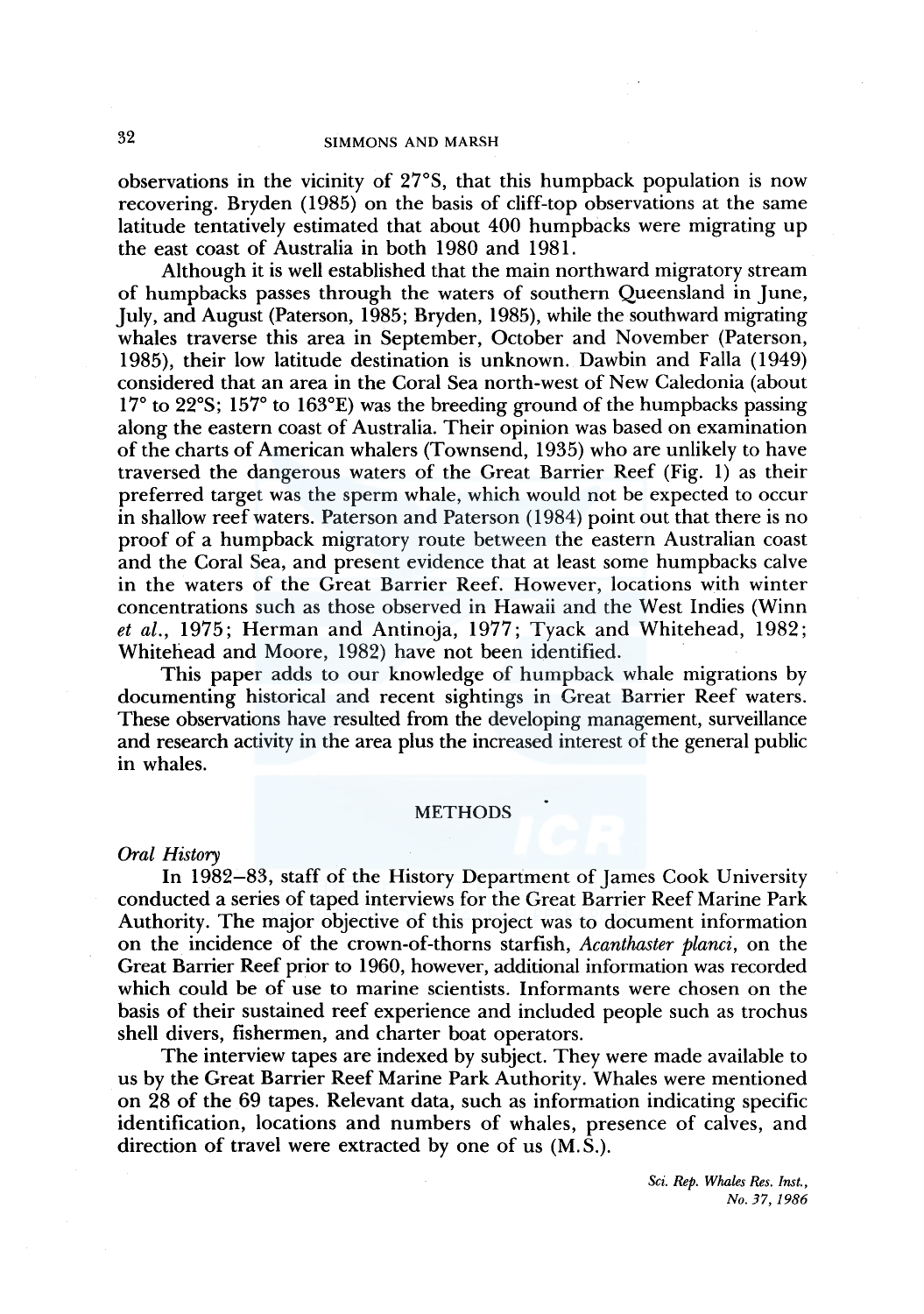observations in the vicinity of 27°S, that this humpback population is now recovering. Bryden (1985) on the basis of cliff-top observations at the same latitude tentatively estimated that about 400 humpbacks were migrating up the east coast of Australia in both 1980 and 1981.

Although it is well established that the main northward migratory stream of humpbacks passes through the waters of southern Queensland in June, July, and August (Paterson, 1985; Bryden, 1985), while the southward migrating whales traverse this area in September, October and November (Paterson, 1985), their low latitude destination is unknown. Dawbin and Falla (1949) considered that an area in the Coral Sea north-west of New Caledonia (about 17° to 22°S; 157° to 163°E) was the breeding ground of the humpbacks passing along the eastern coast of Australia. Their opinion was based on examination of the charts of American whalers (Townsend, 1935) who are unlikely to have traversed the dangerous waters of the Great Barrier Reef (Fig. 1) as their preferred target was the sperm whale, which would not be expected to occur in shallow reef waters. Paterson and Paterson (1984) point out that there is no proof of a humpback migratory route between the eastern Australian coast and the Coral Sea, and present evidence that at least some humpbacks calve in the waters of the Great Barrier Reef. However, locations with winter concentrations such as those observed in Hawaii and the West Indies (Winn *et al.*, 1975; Herman and Antinoja, 1977; Tyack and Whitehead, 1982; Whitehead and Moore, 1982) have not been identified.

This paper adds to our knowledge of humpback whale migrations by documenting historical and recent sightings in Great Barrier Reef waters. These observations have resulted from the developing management, surveillance and research activity in the area plus the increased interest of the general public in whales.

## METHODS

### *Oral History*

In 1982–83, staff of the History Department of James Cook University conducted a series of taped interviews for the Great Barrier Reef Marine Park Authority. The major objective of this project was to document information on the incidence of the crown-of-thorns starfish, *Acanthaster planci*, on the Great Barrier Reef prior to 1960, however, additional information was recorded which could be of use to marine scientists. Informants were chosen on the basis of their sustained reef experience and included people such as trochus shell divers, fishermen, and charter boat operators.

The interview tapes are indexed by subject. They were made available to us by the Great Barrier Reef Marine Park Authority. Whales were mentioned on 28 of the 69 tapes. Relevant data, such as information indicating specific identification, locations and numbers of whales, presence of calves, and direction of travel were extracted by one of us (M.S.).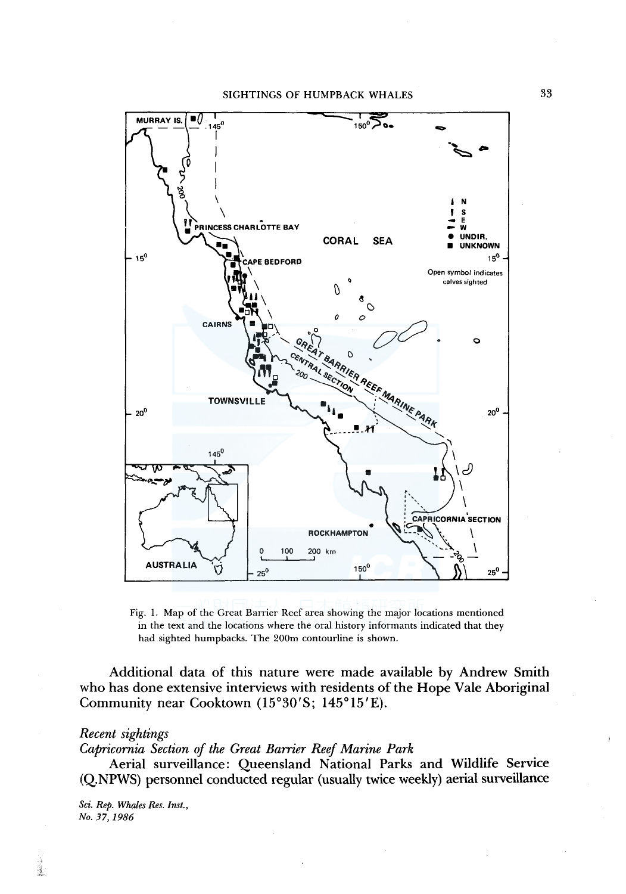Fig. 1. Map of the Great Barrier Reef area showing the major locations mentioned in the text and the locations where the oral history informants indicated that they had sighted humpbacks. The 200m contourline is shown.

Additional data of this nature were made available by Andrew Smith who has done extensive interviews with residents of the Hope Vale Aboriginal Community near Cooktown (15°30′S; 145°15′E).

*Recent sightings*

*Capricornia Section of the Great Barrier Reef Marine Park*

Aerial surveillance: Queensland National Parks and Wildlife Service (Q.NPWS) personnel conducted regular (usually twice weekly) aerial surveillance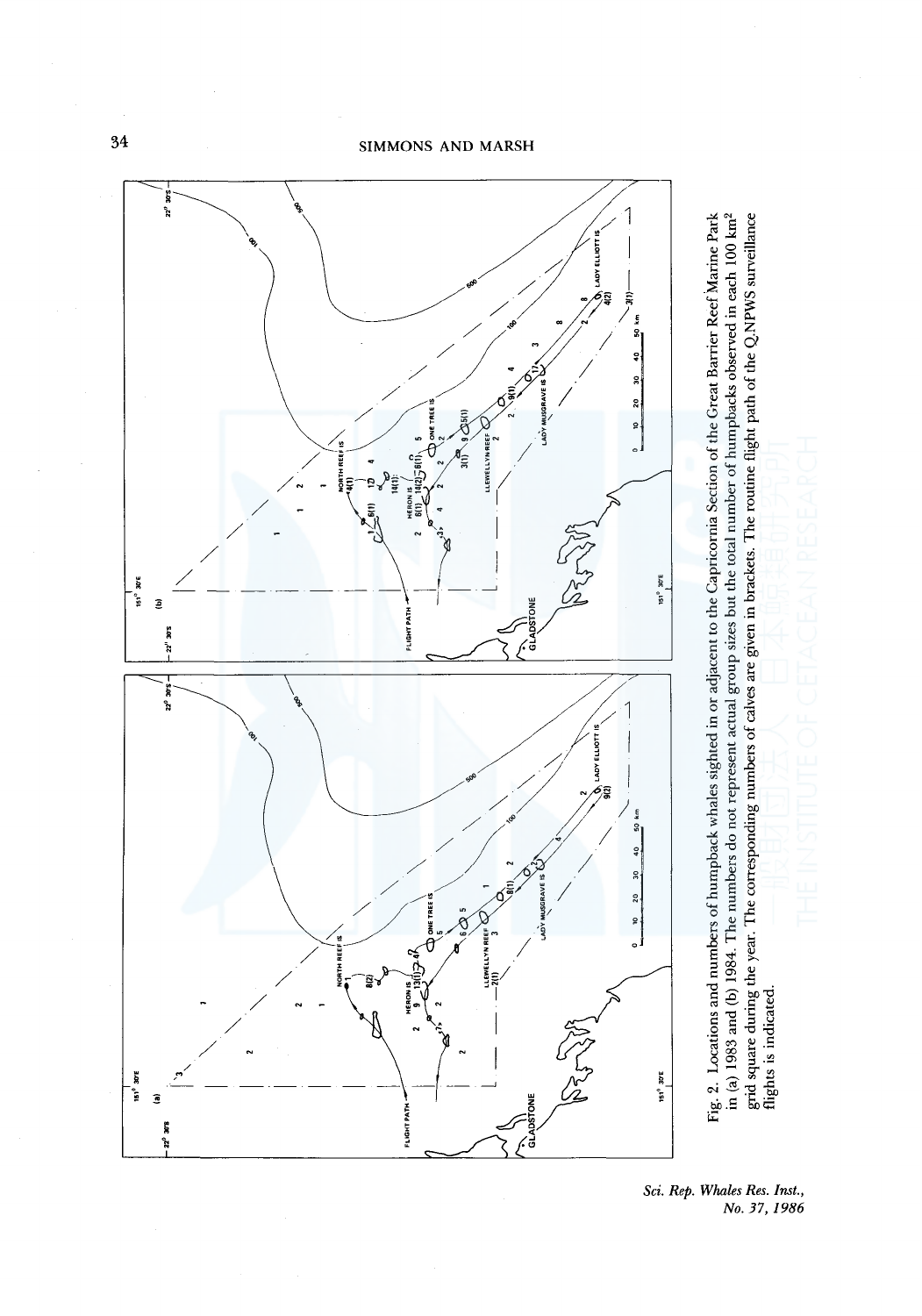Fig. 2. Locations and numbers of humpback whales sighted in or adjacent to the Capricornia Section of the Great Barrier Reef Marine Park in (a) 1983 and (b) 1984. The numbers do not represent actual group sizes but the total number of humpbacks observed in each 100 km$^2$ grid square during the year. The corresponding numbers of calves are given in brackets. The routine flight path of the Q.NPWS surveillance flights is indicated.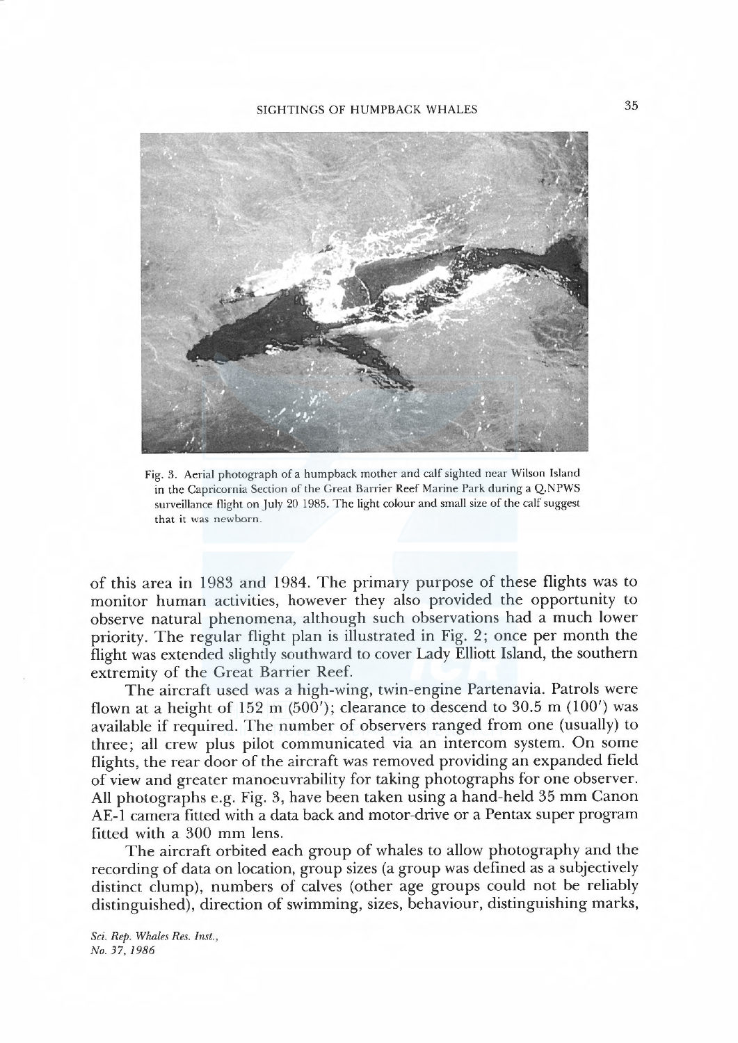Fig. 3. Aerial photograph of a humpback mother and calf sighted near Wilson Island in the Capricornia Section of the Great Barrier Reef Marine Park during a Q.NPWS surveillance flight on July 20 1985. The light colour and small size of the calf suggest that it was newborn.

of this area in 1983 and 1984. The primary purpose of these flights was to monitor human activities, however they also provided the opportunity to observe natural phenomena, although such observations had a much lower priority. The regular flight plan is illustrated in Fig. 2; once per month the flight was extended slightly southward to cover Lady Elliott Island, the southern extremity of the Great Barrier Reef.

The aircraft used was a high-wing, twin-engine Partenavia. Patrols were flown at a height of 152 m (500′); clearance to descend to 30.5 m (100′) was available if required. The number of observers ranged from one (usually) to three; all crew plus pilot communicated via an intercom system. On some flights, the rear door of the aircraft was removed providing an expanded field of view and greater manoeuvrability for taking photographs for one observer. All photographs e.g. Fig. 3, have been taken using a hand-held 35 mm Canon AE-1 camera fitted with a data back and motor-drive or a Pentax super program fitted with a 300 mm lens.

The aircraft orbited each group of whales to allow photography and the recording of data on location, group sizes (a group was defined as a subjectively distinct clump), numbers of calves (other age groups could not be reliably distinguished), direction of swimming, sizes, behaviour, distinguishing marks,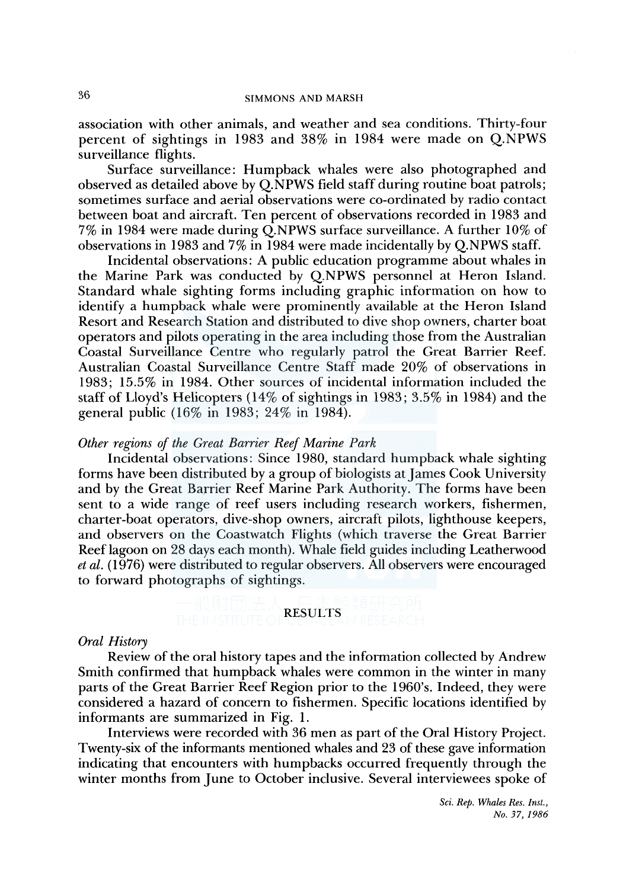association with other animals, and weather and sea conditions. Thirty-four percent of sightings in 1983 and 38% in 1984 were made on Q.NPWS surveillance flights.

Surface surveillance: Humpback whales were also photographed and observed as detailed above by Q.NPWS field staff during routine boat patrols; sometimes surface and aerial observations were co-ordinated by radio contact between boat and aircraft. Ten percent of observations recorded in 1983 and 7% in 1984 were made during Q.NPWS surface surveillance. A further 10% of observations in 1983 and 7% in 1984 were made incidentally by Q.NPWS staff.

Incidental observations: A public education programme about whales in the Marine Park was conducted by Q.NPWS personnel at Heron Island. Standard whale sighting forms including graphic information on how to identify a humpback whale were prominently available at the Heron Island Resort and Research Station and distributed to dive shop owners, charter boat operators and pilots operating in the area including those from the Australian Coastal Surveillance Centre who regularly patrol the Great Barrier Reef. Australian Coastal Surveillance Centre Staff made 20% of observations in 1983; 15.5% in 1984. Other sources of incidental information included the staff of Lloyd's Helicopters (14% of sightings in 1983; 3.5% in 1984) and the general public (16% in 1983; 24% in 1984).

*Other regions of the Great Barrier Reef Marine Park*

Incidental observations: Since 1980, standard humpback whale sighting forms have been distributed by a group of biologists at James Cook University and by the Great Barrier Reef Marine Park Authority. The forms have been sent to a wide range of reef users including research workers, fishermen, charter-boat operators, dive-shop owners, aircraft pilots, lighthouse keepers, and observers on the Coastwatch Flights (which traverse the Great Barrier Reef lagoon on 28 days each month). Whale field guides including Leatherwood *et al.* (1976) were distributed to regular observers. All observers were encouraged to forward photographs of sightings.

## RESULTS

*Oral History*

Review of the oral history tapes and the information collected by Andrew Smith confirmed that humpback whales were common in the winter in many parts of the Great Barrier Reef Region prior to the 1960's. Indeed, they were considered a hazard of concern to fishermen. Specific locations identified by informants are summarized in Fig. 1.

Interviews were recorded with 36 men as part of the Oral History Project. Twenty-six of the informants mentioned whales and 23 of these gave information indicating that encounters with humpbacks occurred frequently through the winter months from June to October inclusive. Several interviewees spoke of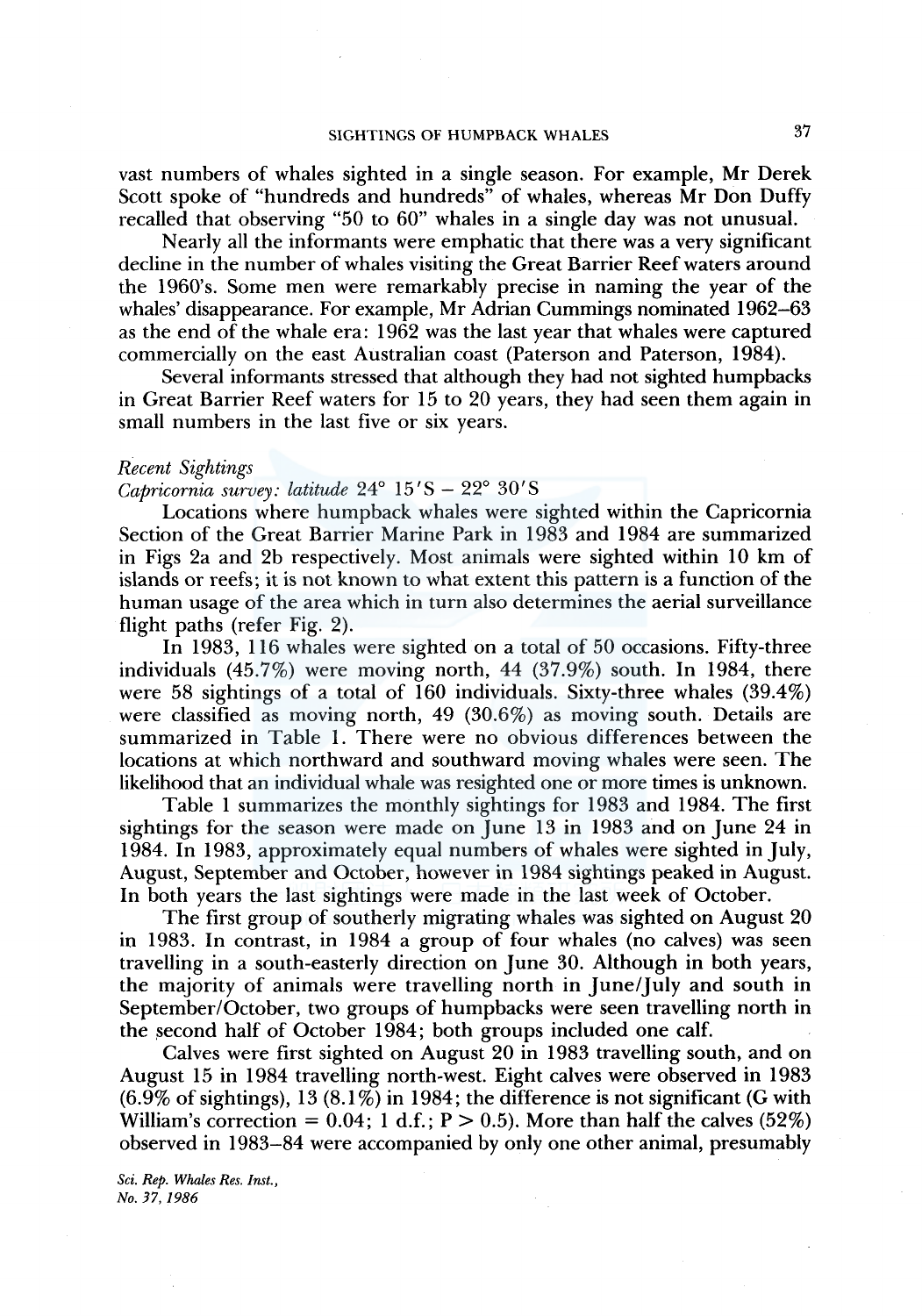vast numbers of whales sighted in a single season. For example, Mr Derek Scott spoke of "hundreds and hundreds" of whales, whereas Mr Don Duffy recalled that observing "50 to 60" whales in a single day was not unusual.

Nearly all the informants were emphatic that there was a very significant decline in the number of whales visiting the Great Barrier Reef waters around the 1960's. Some men were remarkably precise in naming the year of the whales' disappearance. For example, Mr Adrian Cummings nominated 1962–63 as the end of the whale era: 1962 was the last year that whales were captured commercially on the east Australian coast (Paterson and Paterson, 1984).

Several informants stressed that although they had not sighted humpbacks in Great Barrier Reef waters for 15 to 20 years, they had seen them again in small numbers in the last five or six years.

*Recent Sightings*

*Capricornia survey: latitude* 24° 15′S – 22° 30′S

Locations where humpback whales were sighted within the Capricornia Section of the Great Barrier Marine Park in 1983 and 1984 are summarized in Figs 2a and 2b respectively. Most animals were sighted within 10 km of islands or reefs; it is not known to what extent this pattern is a function of the human usage of the area which in turn also determines the aerial surveillance flight paths (refer Fig. 2).

In 1983, 116 whales were sighted on a total of 50 occasions. Fifty-three individuals (45.7%) were moving north, 44 (37.9%) south. In 1984, there were 58 sightings of a total of 160 individuals. Sixty-three whales (39.4%) were classified as moving north, 49 (30.6%) as moving south. Details are summarized in Table 1. There were no obvious differences between the locations at which northward and southward moving whales were seen. The likelihood that an individual whale was resighted one or more times is unknown.

Table 1 summarizes the monthly sightings for 1983 and 1984. The first sightings for the season were made on June 13 in 1983 and on June 24 in 1984. In 1983, approximately equal numbers of whales were sighted in July, August, September and October, however in 1984 sightings peaked in August. In both years the last sightings were made in the last week of October.

The first group of southerly migrating whales was sighted on August 20 in 1983. In contrast, in 1984 a group of four whales (no calves) was seen travelling in a south-easterly direction on June 30. Although in both years, the majority of animals were travelling north in June/July and south in September/October, two groups of humpbacks were seen travelling north in the second half of October 1984; both groups included one calf.

Calves were first sighted on August 20 in 1983 travelling south, and on August 15 in 1984 travelling north-west. Eight calves were observed in 1983 (6.9% of sightings), 13 (8.1%) in 1984; the difference is not significant (G with William's correction = 0.04; 1 d.f.; $P > 0.5$). More than half the calves (52%) observed in 1983–84 were accompanied by only one other animal, presumably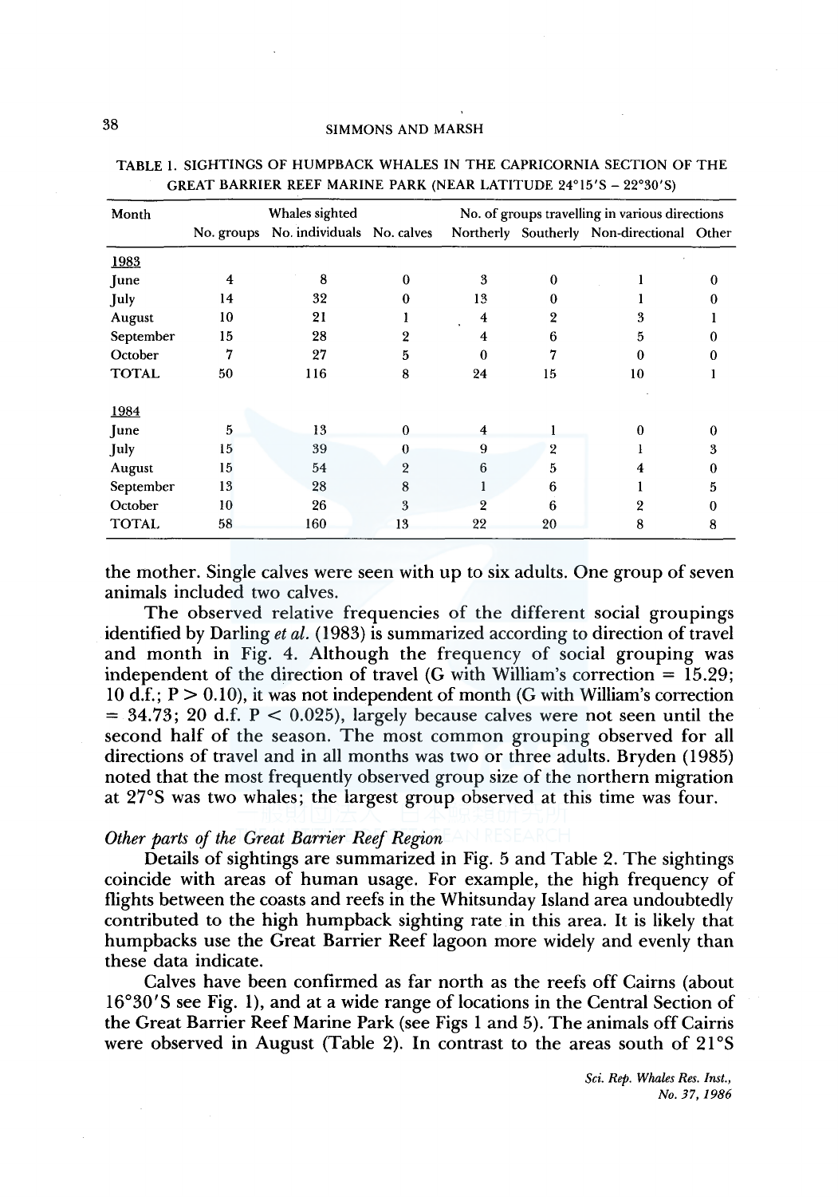TABLE 1. SIGHTINGS OF HUMPBACK WHALES IN THE CAPRICORNIA SECTION OF THE GREAT BARRIER REEF MARINE PARK (NEAR LATITUDE 24°15'S – 22°30'S)

| Month | Whales sighted | | | No. of groups travelling in various directions | | | |
|---|---|---|---|---|---|---|---|
| | No. groups | No. individuals | No. calves | Northerly | Southerly | Non-directional | Other |
| 1983 | | | | | | | |
| June | 4 | 8 | 0 | 3 | 0 | 1 | 0 |
| July | 14 | 32 | 0 | 13 | 0 | 1 | 0 |
| August | 10 | 21 | 1 | 4 | 2 | 3 | 1 |
| September | 15 | 28 | 2 | 4 | 6 | 5 | 0 |
| October | 7 | 27 | 5 | 0 | 7 | 0 | 0 |
| TOTAL | 50 | 116 | 8 | 24 | 15 | 10 | 1 |
| 1984 | | | | | | | |
| June | 5 | 13 | 0 | 4 | 1 | 0 | 0 |
| July | 15 | 39 | 0 | 9 | 2 | 1 | 3 |
| August | 15 | 54 | 2 | 6 | 5 | 4 | 0 |
| September | 13 | 28 | 8 | 1 | 6 | 1 | 5 |
| October | 10 | 26 | 3 | 2 | 6 | 2 | 0 |
| TOTAL | 58 | 160 | 13 | 22 | 20 | 8 | 8 |

the mother. Single calves were seen with up to six adults. One group of seven animals included two calves.

The observed relative frequencies of the different social groupings identified by Darling *et al.* (1983) is summarized according to direction of travel and month in Fig. 4. Although the frequency of social grouping was independent of the direction of travel (G with William's correction = 15.29; 10 d.f.; $P > 0.10$), it was not independent of month (G with William's correction = 34.73; 20 d.f. $P < 0.025$), largely because calves were not seen until the second half of the season. The most common grouping observed for all directions of travel and in all months was two or three adults. Bryden (1985) noted that the most frequently observed group size of the northern migration at 27°S was two whales; the largest group observed at this time was four.

### *Other parts of the Great Barrier Reef Region*

Details of sightings are summarized in Fig. 5 and Table 2. The sightings coincide with areas of human usage. For example, the high frequency of flights between the coasts and reefs in the Whitsunday Island area undoubtedly contributed to the high humpback sighting rate in this area. It is likely that humpbacks use the Great Barrier Reef lagoon more widely and evenly than these data indicate.

Calves have been confirmed as far north as the reefs off Cairns (about 16°30'S see Fig. 1), and at a wide range of locations in the Central Section of the Great Barrier Reef Marine Park (see Figs 1 and 5). The animals off Cairns were observed in August (Table 2). In contrast to the areas south of 21°S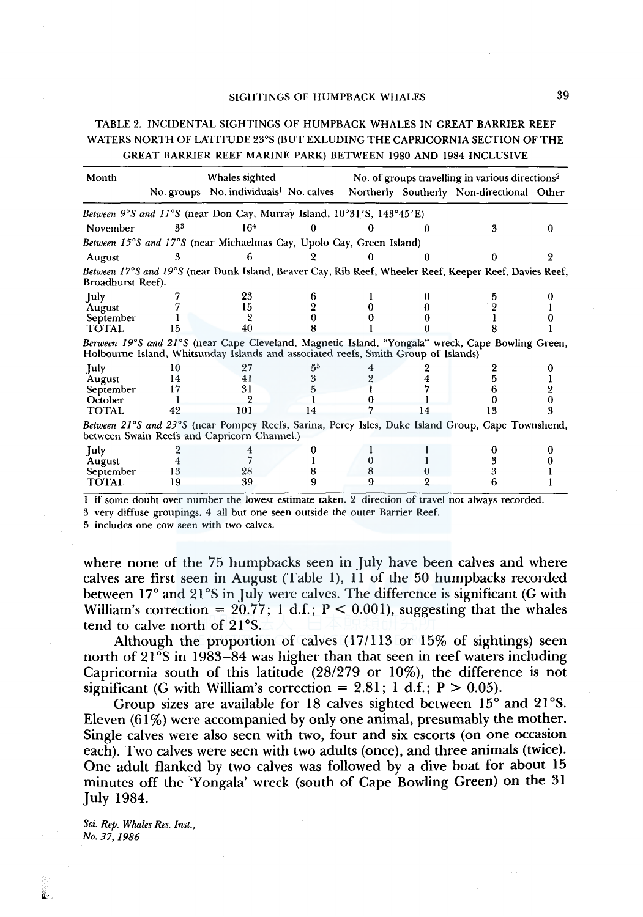TABLE 2. INCIDENTAL SIGHTINGS OF HUMPBACK WHALES IN GREAT BARRIER REEF WATERS NORTH OF LATITUDE 23°S (BUT EXLUDING THE CAPRICORNIA SECTION OF THE GREAT BARRIER REEF MARINE PARK) BETWEEN 1980 AND 1984 INCLUSIVE

| Month | Whales sighted | | | No. of groups travelling in various directions[2] | | | |
|---|---|---|---|---|---|---|---|
| | No. groups | No. individuals[1] | No. calves | Northerly | Southerly | Non-directional | Other |
| *Between 9°S and 11°S* (near Don Cay, Murray Island, 10°31'S, 143°45'E) | | | | | | | |
| November | 3[3] | 16[4] | 0 | 0 | 0 | 3 | 0 |
| *Between 15°S and 17°S* (near Michaelmas Cay, Upolo Cay, Green Island) | | | | | | | |
| August | 3 | 6 | 2 | 0 | 0 | 0 | 2 |
| *Between 17°S and 19°S* (near Dunk Island, Beaver Cay, Rib Reef, Wheeler Reef, Keeper Reef, Davies Reef, Broadhurst Reef). | | | | | | | |
| July | 7 | 23 | 6 | 1 | 0 | 5 | 0 |
| August | 7 | 15 | 2 | 0 | 0 | 2 | 1 |
| September | 1 | 2 | 0 | 0 | 0 | 1 | 0 |
| TOTAL | 15 | 40 | 8 | 1 | 0 | 8 | 1 |
| *Berween 19°S and 21°S* (near Cape Cleveland, Magnetic Island, "Yongala" wreck, Cape Bowling Green, Holbourne Island, Whitsunday Islands and associated reefs, Smith Group of Islands) | | | | | | | |
| July | 10 | 27 | 5[5] | 4 | 2 | 2 | 0 |
| August | 14 | 41 | 3 | 2 | 4 | 5 | 1 |
| September | 17 | 31 | 5 | 1 | 7 | 6 | 2 |
| October | 1 | 2 | 1 | 0 | 1 | 0 | 0 |
| TOTAL | 42 | 101 | 14 | 7 | 14 | 13 | 3 |
| *Between 21°S and 23°S* (near Pompey Reefs, Sarina, Percy Isles, Duke Island Group, Cape Townshend, between Swain Reefs and Capricorn Channel.) | | | | | | | |
| July | 2 | 4 | 0 | 1 | 1 | 0 | 0 |
| August | 4 | 7 | 1 | 0 | 1 | 3 | 0 |
| September | 13 | 28 | 8 | 8 | 0 | 3 | 1 |
| TOTAL | 19 | 39 | 9 | 9 | 2 | 6 | 1 |

1 if some doubt over number the lowest estimate taken. 2 direction of travel not always recorded.
3 very diffuse groupings. 4 all but one seen outside the outer Barrier Reef.
5 includes one cow seen with two calves.

where none of the 75 humpbacks seen in July have been calves and where calves are first seen in August (Table 1), 11 of the 50 humpbacks recorded between 17° and 21°S in July were calves. The difference is significant (G with William's correction = 20.77; 1 d.f.; $P < 0.001$), suggesting that the whales tend to calve north of 21°S.

Although the proportion of calves (17/113 or 15% of sightings) seen north of 21°S in 1983–84 was higher than that seen in reef waters including Capricornia south of this latitude (28/279 or 10%), the difference is not significant (G with William's correction = 2.81; 1 d.f.; $P > 0.05$).

Group sizes are available for 18 calves sighted between 15° and 21°S. Eleven (61%) were accompanied by only one animal, presumably the mother. Single calves were also seen with two, four and six escorts (on one occasion each). Two calves were seen with two adults (once), and three animals (twice). One adult flanked by two calves was followed by a dive boat for about 15 minutes off the 'Yongala' wreck (south of Cape Bowling Green) on the 31 July 1984.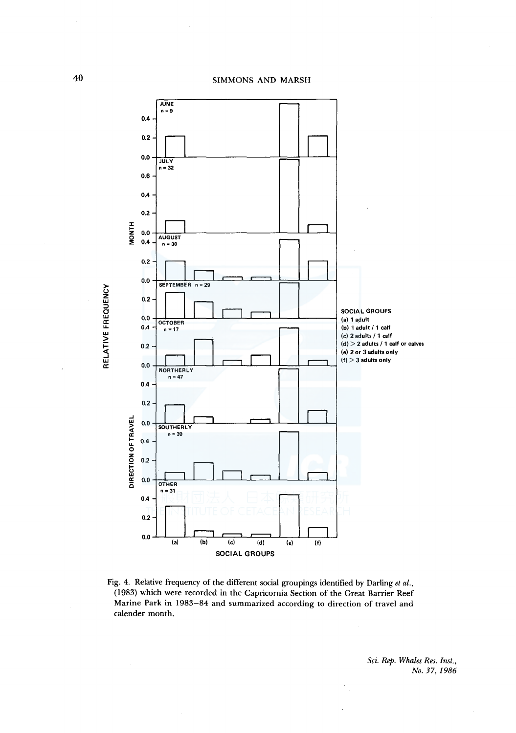Fig. 4. Relative frequency of the different social groupings identified by Darling *et al.*, (1983) which were recorded in the Capricornia Section of the Great Barrier Reef Marine Park in 1983–84 and summarized according to direction of travel and calender month.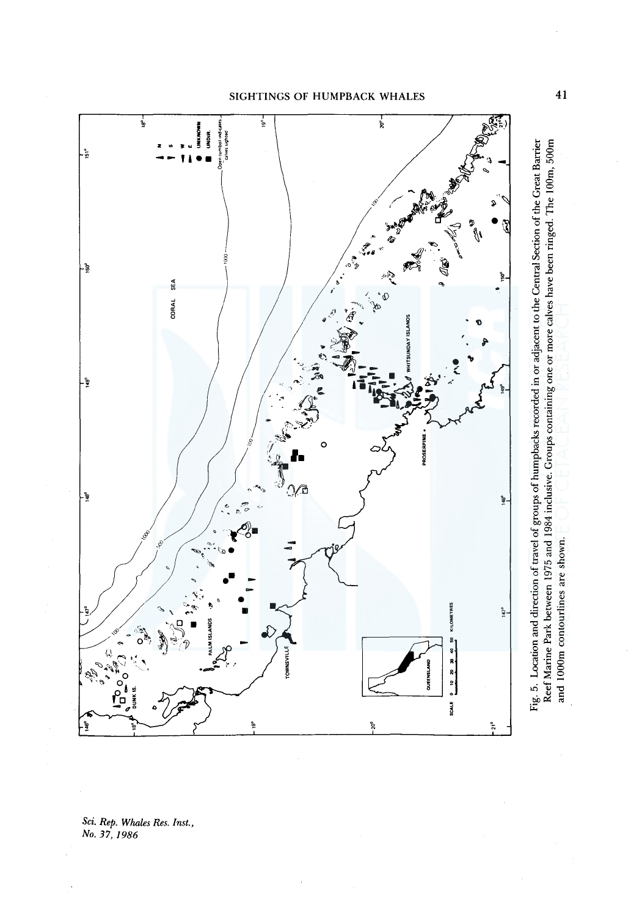Fig. 5. Location and direction of travel of groups of humpbacks recorded in or adjacent to the Central Section of the Great Barrier Reef Marine Park between 1975 and 1984 inclusive. Groups containing one or more calves have been ringed. The 100m, 500m and 1000m contourlines are shown.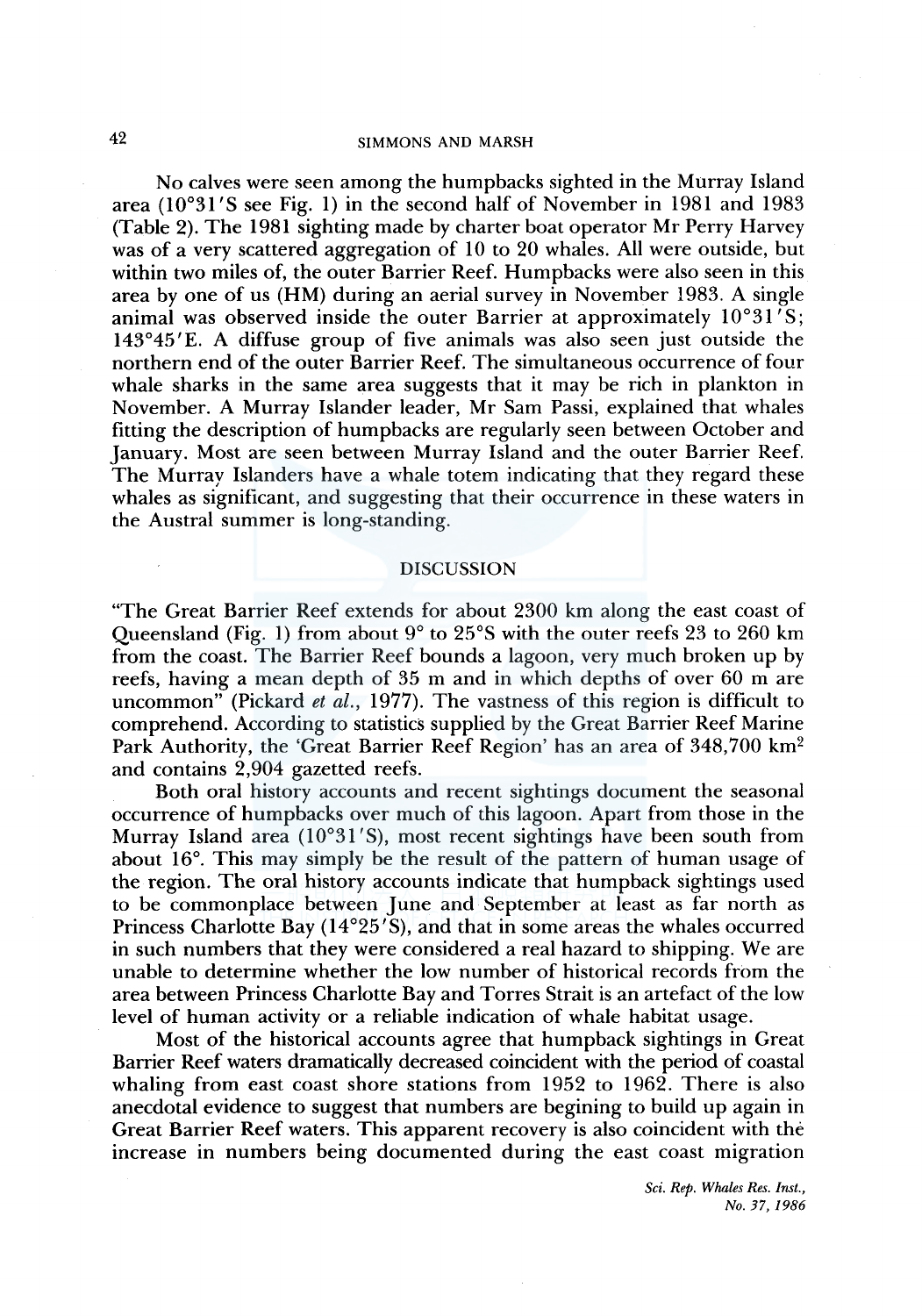No calves were seen among the humpbacks sighted in the Murray Island area (10°31′S see Fig. 1) in the second half of November in 1981 and 1983 (Table 2). The 1981 sighting made by charter boat operator Mr Perry Harvey was of a very scattered aggregation of 10 to 20 whales. All were outside, but within two miles of, the outer Barrier Reef. Humpbacks were also seen in this area by one of us (HM) during an aerial survey in November 1983. A single animal was observed inside the outer Barrier at approximately 10°31′S; 143°45′E. A diffuse group of five animals was also seen just outside the northern end of the outer Barrier Reef. The simultaneous occurrence of four whale sharks in the same area suggests that it may be rich in plankton in November. A Murray Islander leader, Mr Sam Passi, explained that whales fitting the description of humpbacks are regularly seen between October and January. Most are seen between Murray Island and the outer Barrier Reef. The Murray Islanders have a whale totem indicating that they regard these whales as significant, and suggesting that their occurrence in these waters in the Austral summer is long-standing.

## DISCUSSION

"The Great Barrier Reef extends for about 2300 km along the east coast of Queensland (Fig. 1) from about 9° to 25°S with the outer reefs 23 to 260 km from the coast. The Barrier Reef bounds a lagoon, very much broken up by reefs, having a mean depth of 35 m and in which depths of over 60 m are uncommon" (Pickard *et al.*, 1977). The vastness of this region is difficult to comprehend. According to statistics supplied by the Great Barrier Reef Marine Park Authority, the 'Great Barrier Reef Region' has an area of 348,700 km$^2$ and contains 2,904 gazetted reefs.

Both oral history accounts and recent sightings document the seasonal occurrence of humpbacks over much of this lagoon. Apart from those in the Murray Island area (10°31′S), most recent sightings have been south from about 16°. This may simply be the result of the pattern of human usage of the region. The oral history accounts indicate that humpback sightings used to be commonplace between June and September at least as far north as Princess Charlotte Bay (14°25′S), and that in some areas the whales occurred in such numbers that they were considered a real hazard to shipping. We are unable to determine whether the low number of historical records from the area between Princess Charlotte Bay and Torres Strait is an artefact of the low level of human activity or a reliable indication of whale habitat usage.

Most of the historical accounts agree that humpback sightings in Great Barrier Reef waters dramatically decreased coincident with the period of coastal whaling from east coast shore stations from 1952 to 1962. There is also anecdotal evidence to suggest that numbers are begining to build up again in Great Barrier Reef waters. This apparent recovery is also coincident with the increase in numbers being documented during the east coast migration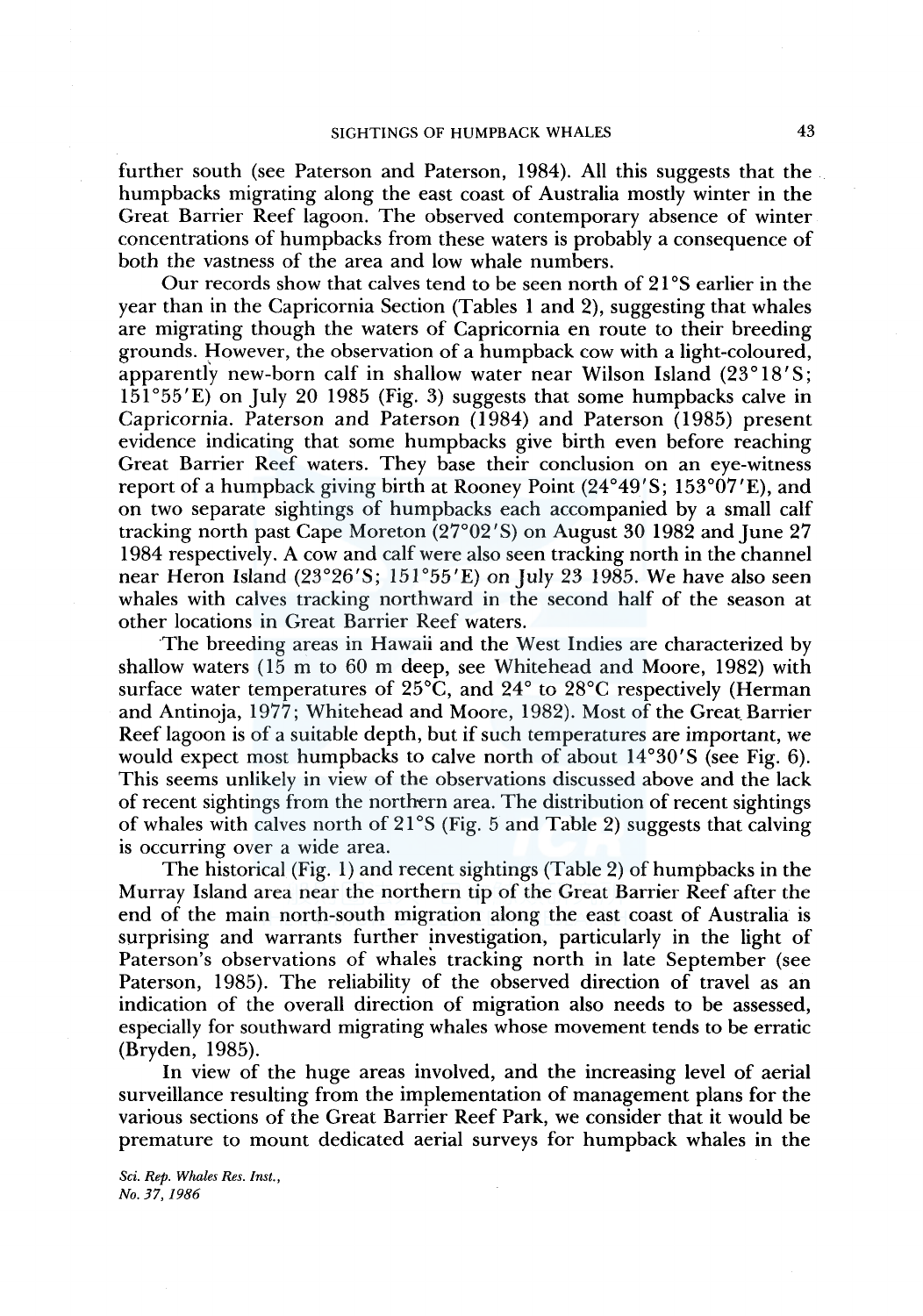further south (see Paterson and Paterson, 1984). All this suggests that the humpbacks migrating along the east coast of Australia mostly winter in the Great Barrier Reef lagoon. The observed contemporary absence of winter concentrations of humpbacks from these waters is probably a consequence of both the vastness of the area and low whale numbers.

Our records show that calves tend to be seen north of 21°S earlier in the year than in the Capricornia Section (Tables 1 and 2), suggesting that whales are migrating though the waters of Capricornia en route to their breeding grounds. However, the observation of a humpback cow with a light-coloured, apparently new-born calf in shallow water near Wilson Island (23°18'S; 151°55'E) on July 20 1985 (Fig. 3) suggests that some humpbacks calve in Capricornia. Paterson and Paterson (1984) and Paterson (1985) present evidence indicating that some humpbacks give birth even before reaching Great Barrier Reef waters. They base their conclusion on an eye-witness report of a humpback giving birth at Rooney Point (24°49'S; 153°07'E), and on two separate sightings of humpbacks each accompanied by a small calf tracking north past Cape Moreton (27°02'S) on August 30 1982 and June 27 1984 respectively. A cow and calf were also seen tracking north in the channel near Heron Island (23°26'S; 151°55'E) on July 23 1985. We have also seen whales with calves tracking northward in the second half of the season at other locations in Great Barrier Reef waters.

The breeding areas in Hawaii and the West Indies are characterized by shallow waters (15 m to 60 m deep, see Whitehead and Moore, 1982) with surface water temperatures of 25°C, and 24° to 28°C respectively (Herman and Antinoja, 1977; Whitehead and Moore, 1982). Most of the Great Barrier Reef lagoon is of a suitable depth, but if such temperatures are important, we would expect most humpbacks to calve north of about 14°30'S (see Fig. 6). This seems unlikely in view of the observations discussed above and the lack of recent sightings from the northern area. The distribution of recent sightings of whales with calves north of 21°S (Fig. 5 and Table 2) suggests that calving is occurring over a wide area.

The historical (Fig. 1) and recent sightings (Table 2) of humpbacks in the Murray Island area near the northern tip of the Great Barrier Reef after the end of the main north-south migration along the east coast of Australia is surprising and warrants further investigation, particularly in the light of Paterson's observations of whales tracking north in late September (see Paterson, 1985). The reliability of the observed direction of travel as an indication of the overall direction of migration also needs to be assessed, especially for southward migrating whales whose movement tends to be erratic (Bryden, 1985).

In view of the huge areas involved, and the increasing level of aerial surveillance resulting from the implementation of management plans for the various sections of the Great Barrier Reef Park, we consider that it would be premature to mount dedicated aerial surveys for humpback whales in the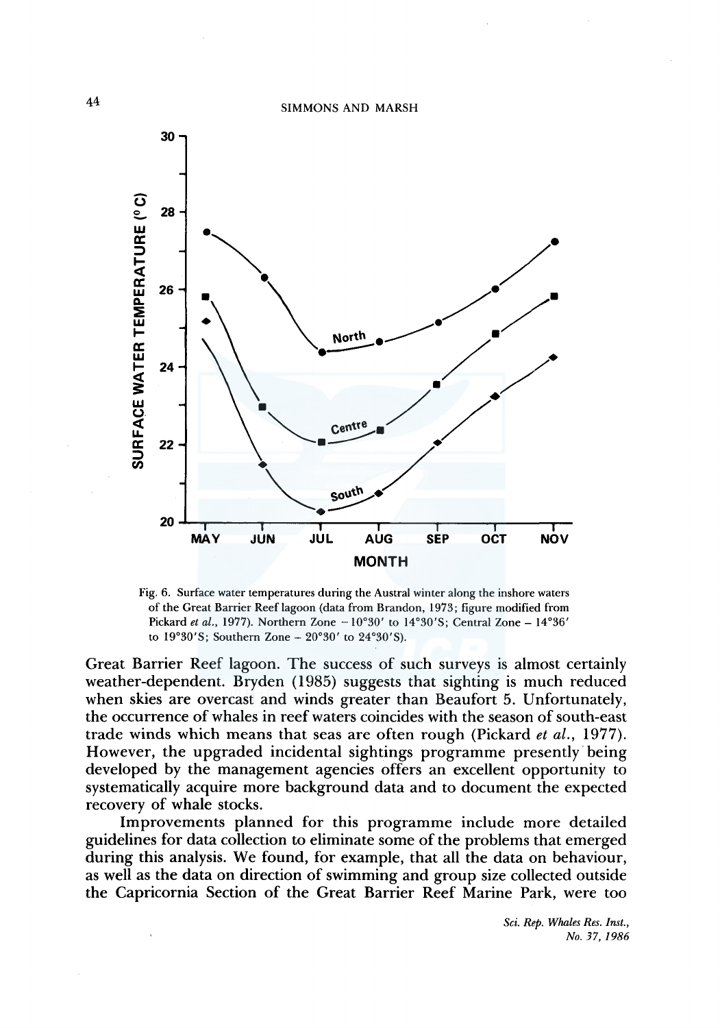Fig. 6. Surface water temperatures during the Austral winter along the inshore waters of the Great Barrier Reef lagoon (data from Brandon, 1973; figure modified from Pickard *et al.*, 1977). Northern Zone – 10°30′ to 14°30′S; Central Zone – 14°36′ to 19°30′S; Southern Zone – 20°30′ to 24°30′S).

Great Barrier Reef lagoon. The success of such surveys is almost certainly weather-dependent. Bryden (1985) suggests that sighting is much reduced when skies are overcast and winds greater than Beaufort 5. Unfortunately, the occurrence of whales in reef waters coincides with the season of south-east trade winds which means that seas are often rough (Pickard *et al.*, 1977). However, the upgraded incidental sightings programme presently being developed by the management agencies offers an excellent opportunity to systematically acquire more background data and to document the expected recovery of whale stocks.

Improvements planned for this programme include more detailed guidelines for data collection to eliminate some of the problems that emerged during this analysis. We found, for example, that all the data on behaviour, as well as the data on direction of swimming and group size collected outside the Capricornia Section of the Great Barrier Reef Marine Park, were too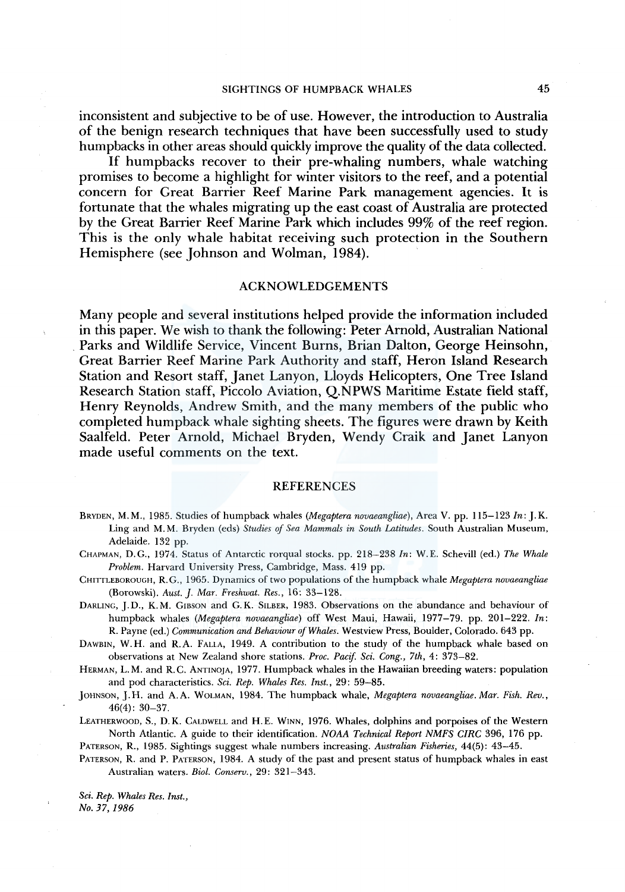inconsistent and subjective to be of use. However, the introduction to Australia of the benign research techniques that have been successfully used to study humpbacks in other areas should quickly improve the quality of the data collected.

If humpbacks recover to their pre-whaling numbers, whale watching promises to become a highlight for winter visitors to the reef, and a potential concern for Great Barrier Reef Marine Park management agencies. It is fortunate that the whales migrating up the east coast of Australia are protected by the Great Barrier Reef Marine Park which includes 99% of the reef region. This is the only whale habitat receiving such protection in the Southern Hemisphere (see Johnson and Wolman, 1984).

## ACKNOWLEDGEMENTS

Many people and several institutions helped provide the information included in this paper. We wish to thank the following: Peter Arnold, Australian National Parks and Wildlife Service, Vincent Burns, Brian Dalton, George Heinsohn, Great Barrier Reef Marine Park Authority and staff, Heron Island Research Station and Resort staff, Janet Lanyon, Lloyds Helicopters, One Tree Island Research Station staff, Piccolo Aviation, Q.NPWS Maritime Estate field staff, Henry Reynolds, Andrew Smith, and the many members of the public who completed humpback whale sighting sheets. The figures were drawn by Keith Saalfeld. Peter Arnold, Michael Bryden, Wendy Craik and Janet Lanyon made useful comments on the text.

## REFERENCES

BRYDEN, M.M., 1985. Studies of humpback whales (*Megaptera novaeangliae*), Area V. pp. 115–123 *In*: J.K. Ling and M.M. Bryden (eds) *Studies of Sea Mammals in South Latitudes*. South Australian Museum, Adelaide. 132 pp.

CHAPMAN, D.G., 1974. Status of Antarctic rorqual stocks. pp. 218–238 *In*: W.E. Schevill (ed.) *The Whale Problem*. Harvard University Press, Cambridge, Mass. 419 pp.

CHITTLEBOROUGH, R.G., 1965. Dynamics of two populations of the humpback whale *Megaptera novaeangliae* (Borowski). *Aust. J. Mar. Freshwat. Res.*, 16: 33–128.

DARLING, J.D., K.M. GIBSON and G.K. SILBER, 1983. Observations on the abundance and behaviour of humpback whales (*Megaptera novaeangliae*) off West Maui, Hawaii, 1977–79. pp. 201–222. *In*: R. Payne (ed.) *Communication and Behaviour of Whales*. Westview Press, Boulder, Colorado. 643 pp.

DAWBIN, W.H. and R.A. FALLA, 1949. A contribution to the study of the humpback whale based on observations at New Zealand shore stations. *Proc. Pacif. Sci. Cong., 7th*, 4: 373–82.

HERMAN, L.M. and R.C. ANTINOJA, 1977. Humpback whales in the Hawaiian breeding waters: population and pod characteristics. *Sci. Rep. Whales Res. Inst.*, 29: 59–85.

JOHNSON, J.H. and A.A. WOLMAN, 1984. The humpback whale, *Megaptera novaeangliae*. *Mar. Fish. Rev.*, 46(4): 30–37.

LEATHERWOOD, S., D.K. CALDWELL and H.E. WINN, 1976. Whales, dolphins and porpoises of the Western North Atlantic. A guide to their identification. *NOAA Technical Report NMFS CIRC* 396, 176 pp.

PATERSON, R., 1985. Sightings suggest whale numbers increasing. *Australian Fisheries*, 44(5): 43–45.

PATERSON, R. and P. PATERSON, 1984. A study of the past and present status of humpback whales in east Australian waters. *Biol. Conserv.*, 29: 321–343.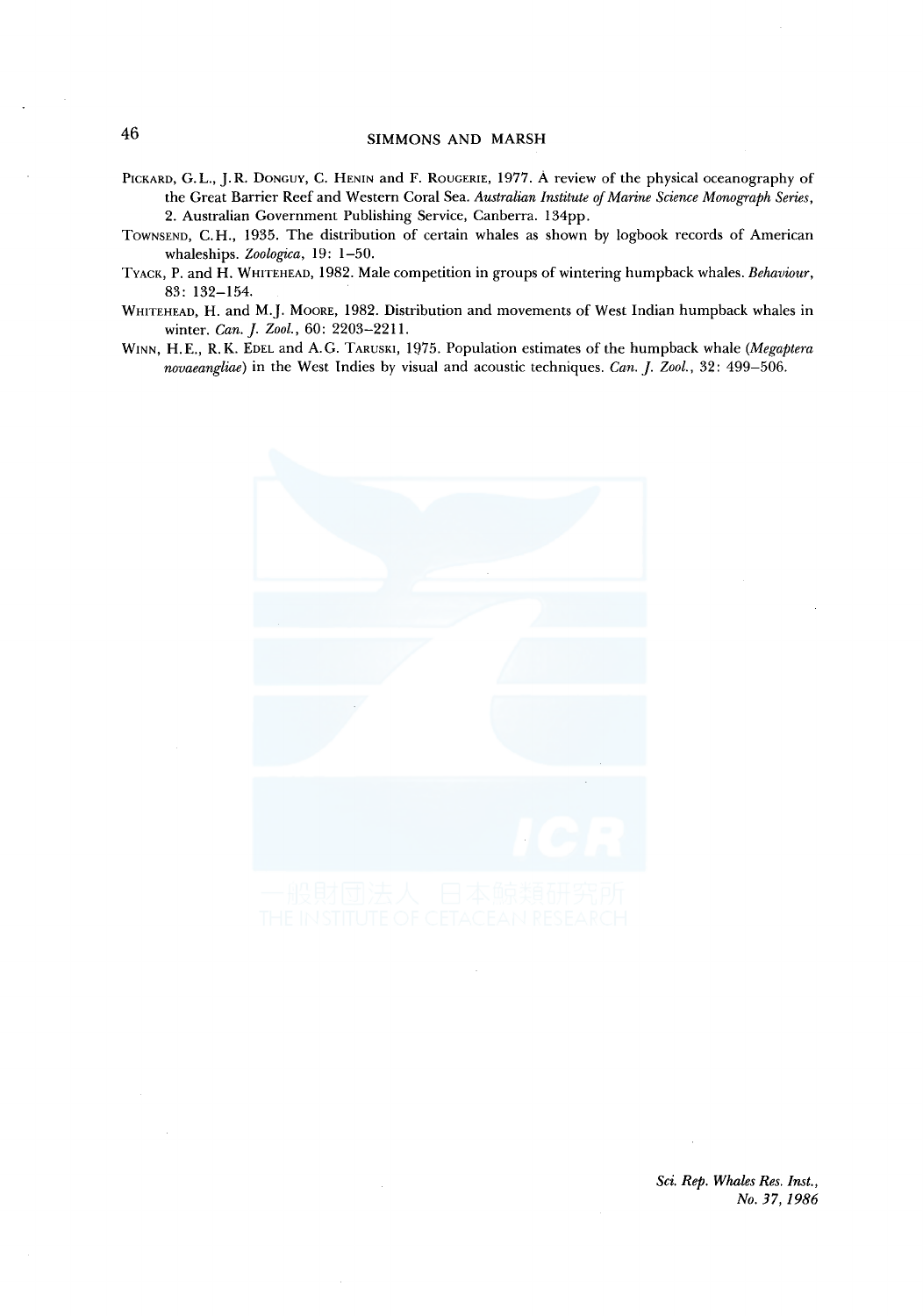PICKARD, G.L., J.R. DONGUY, C. HENIN and F. ROUGERIE, 1977. A review of the physical oceanography of the Great Barrier Reef and Western Coral Sea. *Australian Institute of Marine Science Monograph Series*, 2. Australian Government Publishing Service, Canberra. 134pp.

TOWNSEND, C.H., 1935. The distribution of certain whales as shown by logbook records of American whaleships. *Zoologica*, 19: 1–50.

TYACK, P. and H. WHITEHEAD, 1982. Male competition in groups of wintering humpback whales. *Behaviour*, 83: 132–154.

WHITEHEAD, H. and M.J. MOORE, 1982. Distribution and movements of West Indian humpback whales in winter. *Can. J. Zool.*, 60: 2203–2211.

WINN, H.E., R.K. EDEL and A.G. TARUSKI, 1975. Population estimates of the humpback whale (*Megaptera novaeangliae*) in the West Indies by visual and acoustic techniques. *Can. J. Zool.*, 32: 499–506.